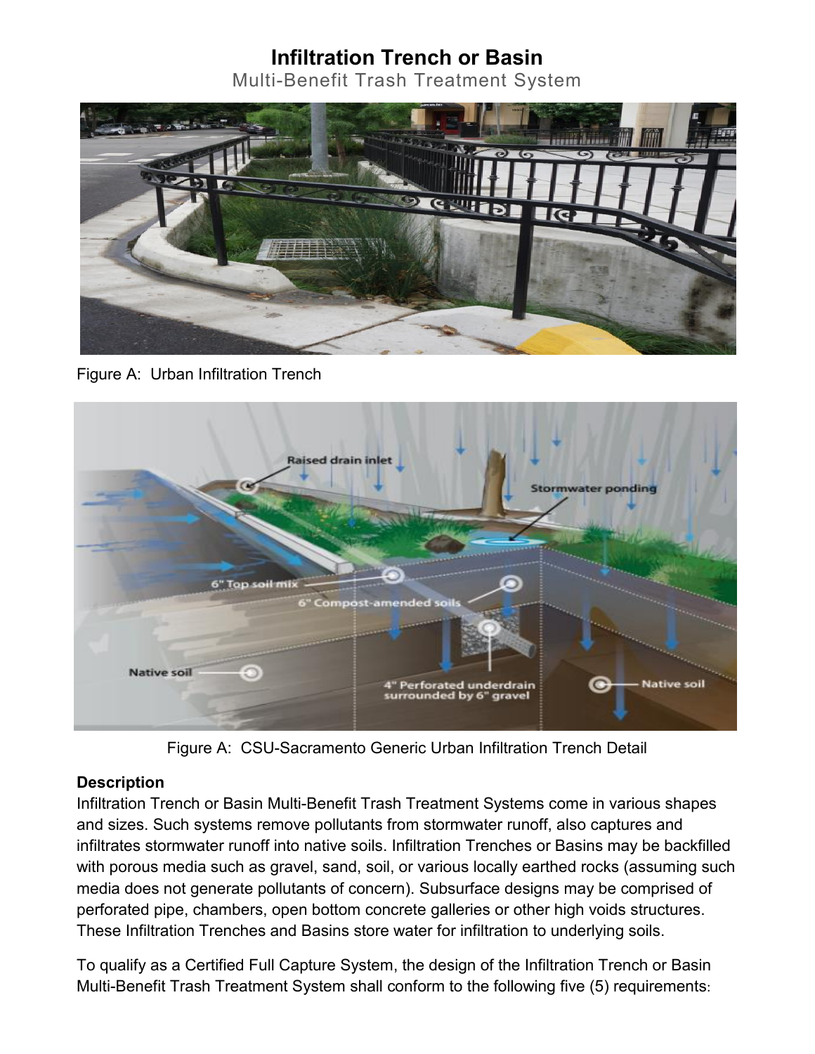# Infiltration Trench or Basin

Multi-Benefit Trash Treatment System

Figure A: Urban Infiltration Trench

Figure A: CSU-Sacramento Generic Urban Infiltration Trench Detail

**Description**

Infiltration Trench or Basin Multi-Benefit Trash Treatment Systems come in various shapes and sizes. Such systems remove pollutants from stormwater runoff, also captures and infiltrates stormwater runoff into native soils. Infiltration Trenches or Basins may be backfilled with porous media such as gravel, sand, soil, or various locally earthed rocks (assuming such media does not generate pollutants of concern). Subsurface designs may be comprised of perforated pipe, chambers, open bottom concrete galleries or other high voids structures. These Infiltration Trenches and Basins store water for infiltration to underlying soils.

To qualify as a Certified Full Capture System, the design of the Infiltration Trench or Basin Multi-Benefit Trash Treatment System shall conform to the following five (5) requirements: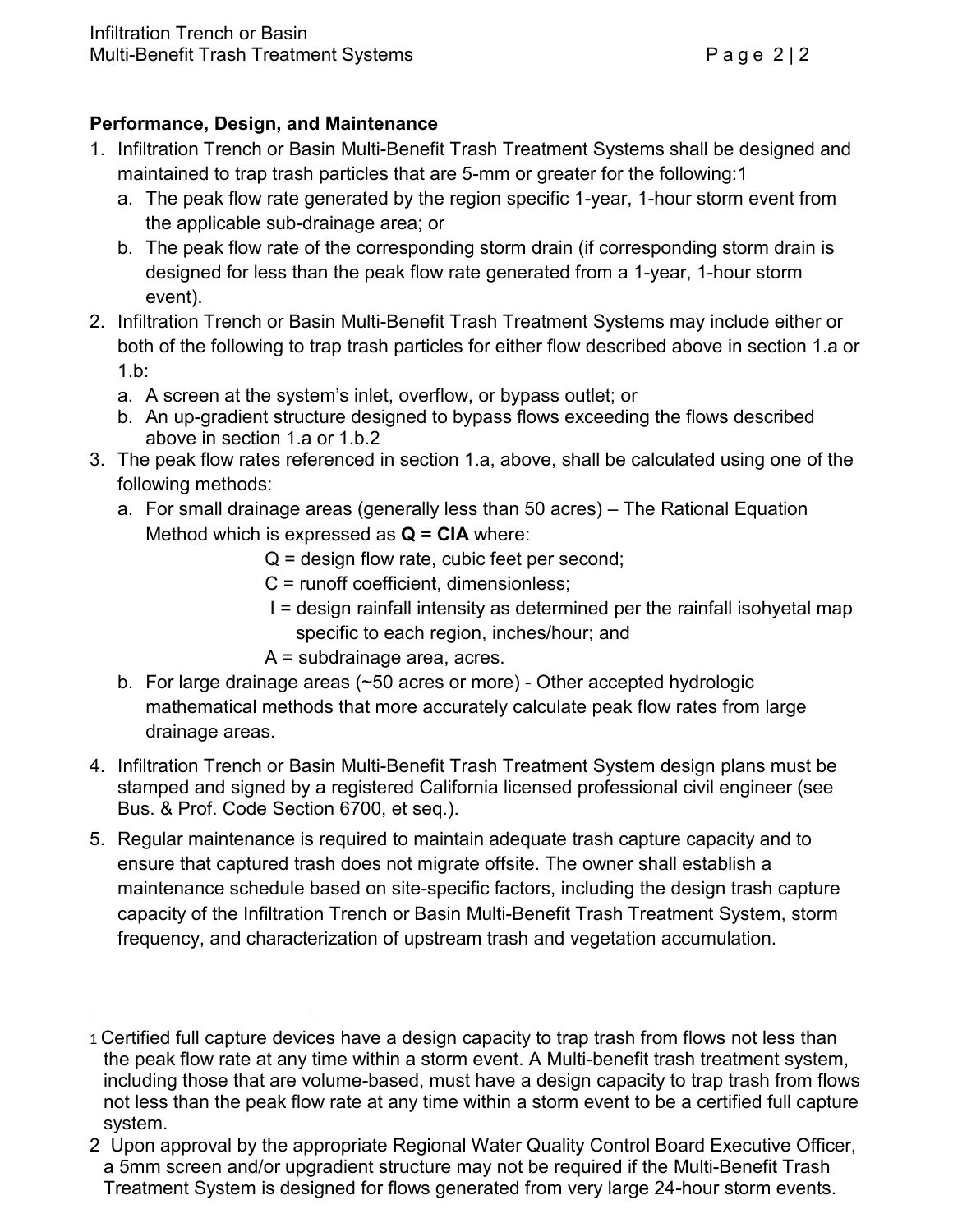**Performance, Design, and Maintenance**

1. Infiltration Trench or Basin Multi-Benefit Trash Treatment Systems shall be designed and maintained to trap trash particles that are 5-mm or greater for the following:[1]
   a. The peak flow rate generated by the region specific 1-year, 1-hour storm event from the applicable sub-drainage area; or
   b. The peak flow rate of the corresponding storm drain (if corresponding storm drain is designed for less than the peak flow rate generated from a 1-year, 1-hour storm event).
2. Infiltration Trench or Basin Multi-Benefit Trash Treatment Systems may include either or both of the following to trap trash particles for either flow described above in section 1.a or 1.b:
   a. A screen at the system's inlet, overflow, or bypass outlet; or
   b. An up-gradient structure designed to bypass flows exceeding the flows described above in section 1.a or 1.b.[2]
3. The peak flow rates referenced in section 1.a, above, shall be calculated using one of the following methods:
   a. For small drainage areas (generally less than 50 acres) – The Rational Equation Method which is expressed as **$Q = CIA$** where:

      $Q$ = design flow rate, cubic feet per second;
      $C$ = runoff coefficient, dimensionless;
      $I$ = design rainfall intensity as determined per the rainfall isohyetal map specific to each region, inches/hour; and
      $A$ = subdrainage area, acres.

   b. For large drainage areas (~50 acres or more) - Other accepted hydrologic mathematical methods that more accurately calculate peak flow rates from large drainage areas.
4. Infiltration Trench or Basin Multi-Benefit Trash Treatment System design plans must be stamped and signed by a registered California licensed professional civil engineer (see Bus. & Prof. Code Section 6700, et seq.).
5. Regular maintenance is required to maintain adequate trash capture capacity and to ensure that captured trash does not migrate offsite. The owner shall establish a maintenance schedule based on site-specific factors, including the design trash capture capacity of the Infiltration Trench or Basin Multi-Benefit Trash Treatment System, storm frequency, and characterization of upstream trash and vegetation accumulation.

---

[1] Certified full capture devices have a design capacity to trap trash from flows not less than the peak flow rate at any time within a storm event. A Multi-benefit trash treatment system, including those that are volume-based, must have a design capacity to trap trash from flows not less than the peak flow rate at any time within a storm event to be a certified full capture system.

[2] Upon approval by the appropriate Regional Water Quality Control Board Executive Officer, a 5mm screen and/or upgradient structure may not be required if the Multi-Benefit Trash Treatment System is designed for flows generated from very large 24-hour storm events.